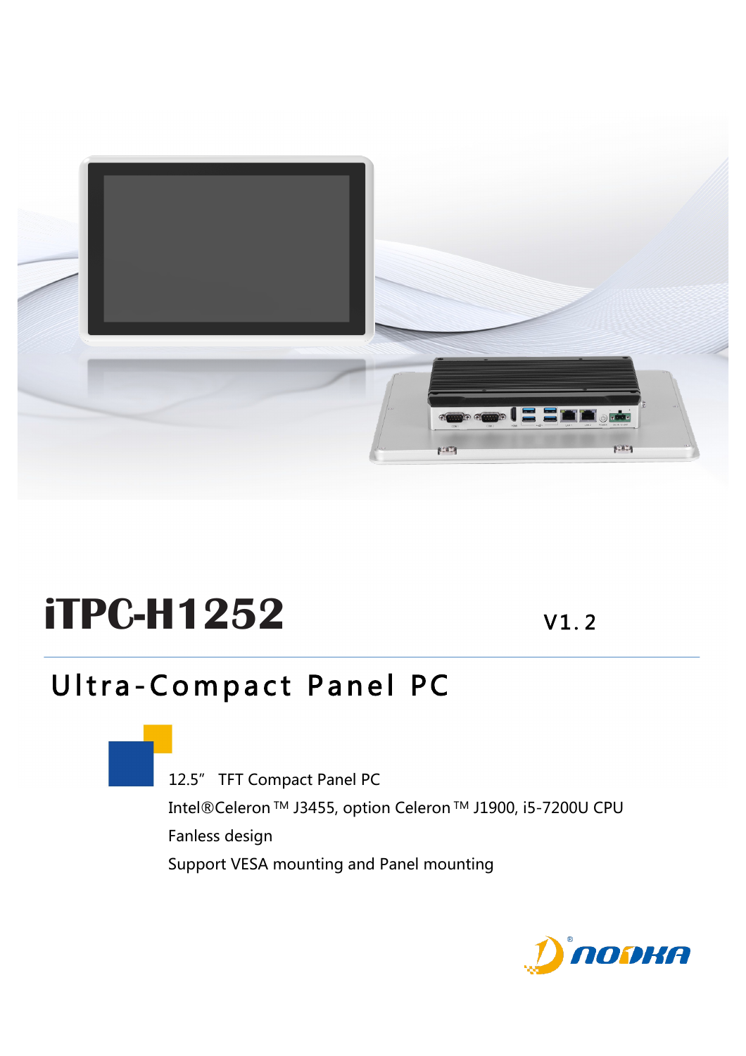# iTPC-H1252

V1.2

## Ultra-Compact Panel PC

12.5” TFT Compact Panel PC

Intel®Celeron™ J3455, option Celeron™ J1900, i5-7200U CPU

Fanless design

Support VESA mounting and Panel mounting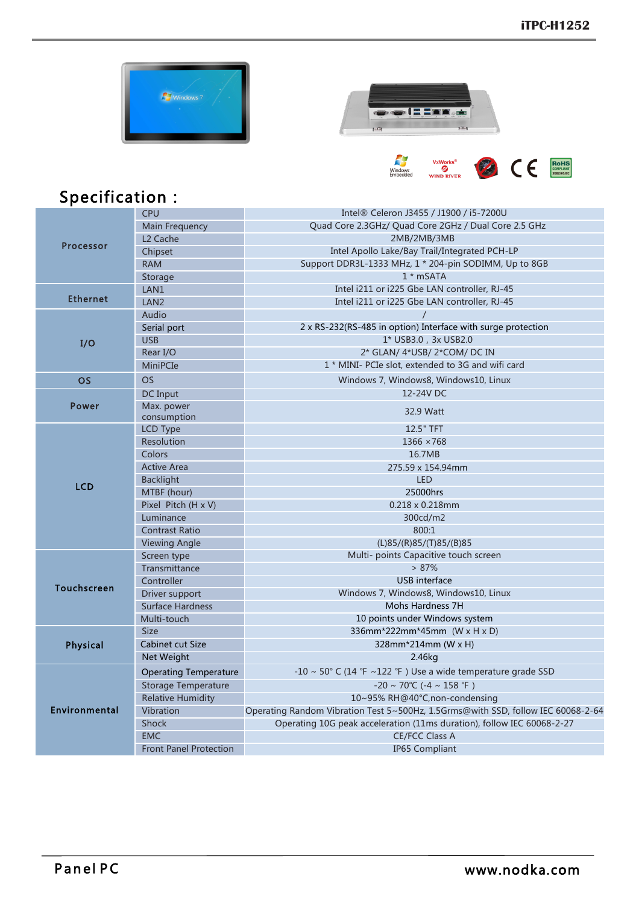## Specification :

| | | |
|---|---|---|
| Processor | CPU | Intel® Celeron J3455 / J1900 / i5-7200U |
| | Main Frequency | Quad Core 2.3GHz/ Quad Core 2GHz / Dual Core 2.5 GHz |
| | L2 Cache | 2MB/2MB/3MB |
| | Chipset | Intel Apollo Lake/Bay Trail/Integrated PCH-LP |
| | RAM | Support DDR3L-1333 MHz, 1 * 204-pin SODIMM, Up to 8GB |
| | Storage | 1 * mSATA |
| Ethernet | LAN1 | Intel i211 or i225 Gbe LAN controller, RJ-45 |
| | LAN2 | Intel i211 or i225 Gbe LAN controller, RJ-45 |
| I/O | Audio | / |
| | Serial port | 2 x RS-232(RS-485 in option) Interface with surge protection |
| | USB | 1* USB3.0 , 3x USB2.0 |
| | Rear I/O | 2* GLAN/ 4*USB/ 2*COM/ DC IN |
| | MiniPCIe | 1 * MINI- PCIe slot, extended to 3G and wifi card |
| OS | OS | Windows 7, Windows8, Windows10, Linux |
| Power | DC Input | 12-24V DC |
| | Max. power consumption | 32.9 Watt |
| LCD | LCD Type | 12.5" TFT |
| | Resolution | 1366 ×768 |
| | Colors | 16.7MB |
| | Active Area | 275.59 x 154.94mm |
| | Backlight | LED |
| | MTBF (hour) | 25000hrs |
| | Pixel Pitch (H x V) | 0.218 x 0.218mm |
| | Luminance | 300cd/m2 |
| | Contrast Ratio | 800:1 |
| | Viewing Angle | (L)85/(R)85/(T)85/(B)85 |
| Touchscreen | Screen type | Multi- points Capacitive touch screen |
| | Transmittance | > 87% |
| | Controller | USB interface |
| | Driver support | Windows 7, Windows8, Windows10, Linux |
| | Surface Hardness | Mohs Hardness 7H |
| | Multi-touch | 10 points under Windows system |
| Physical | Size | 336mm*222mm*45mm (W x H x D) |
| | Cabinet cut Size | 328mm*214mm (W x H) |
| | Net Weight | 2.46kg |
| Environmental | Operating Temperature | -10 ~ 50° C (14 ℉ ~122 ℉ ) Use a wide temperature grade SSD |
| | Storage Temperature | -20 ~ 70℃ (-4 ~ 158 ℉ ) |
| | Relative Humidity | 10~95% RH@40℃,non-condensing |
| | Vibration | Operating Random Vibration Test 5~500Hz, 1.5Grms@with SSD, follow IEC 60068-2-64 |
| | Shock | Operating 10G peak acceleration (11ms duration), follow IEC 60068-2-27 |
| | EMC | CE/FCC Class A |
| | Front Panel Protection | IP65 Compliant |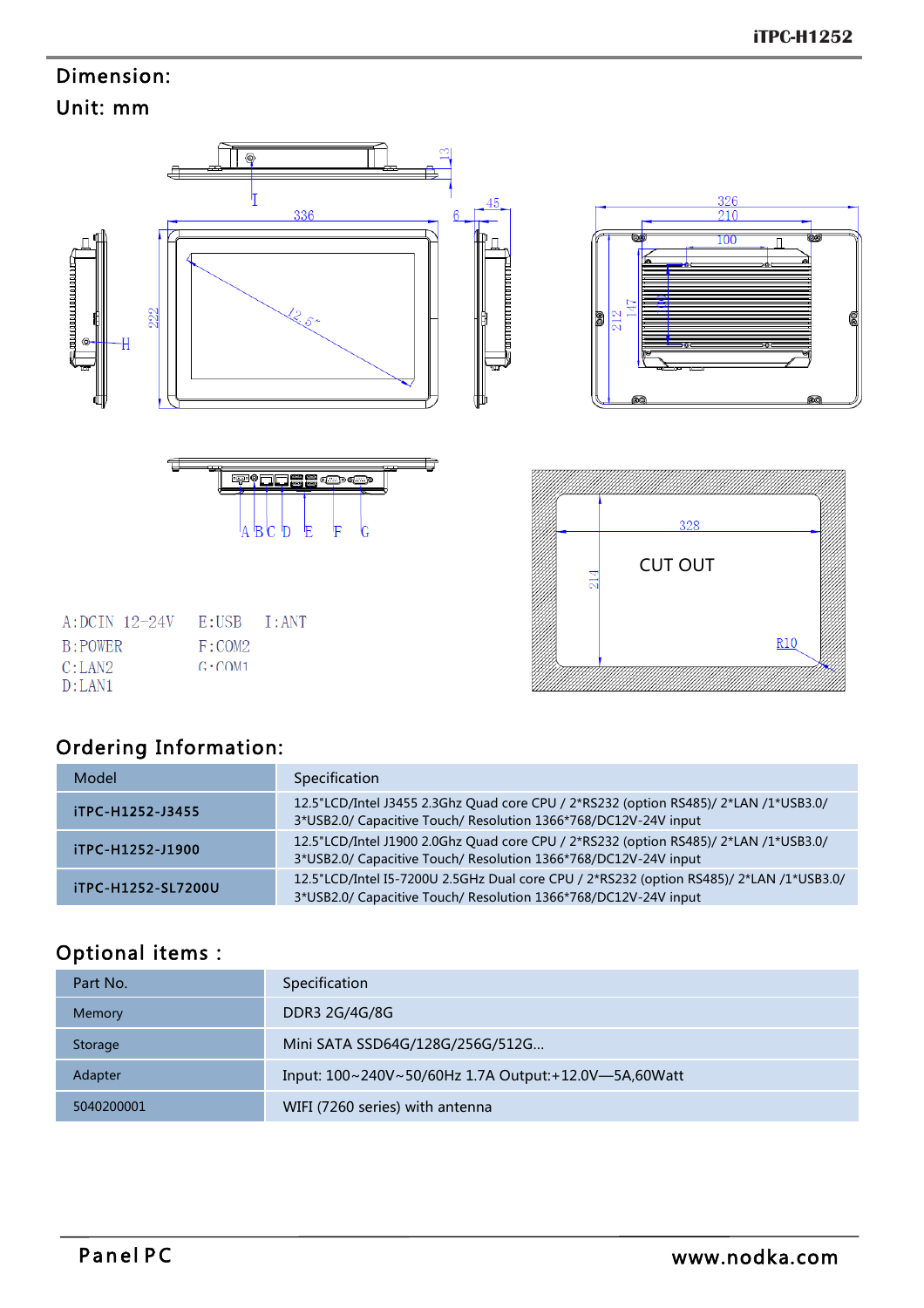## Dimension:

## Unit: mm

13

I

336

6

45

326

210

100

222

12.5"

212

147

H

A B C D E F G

328

CUT OUT

214

R10

A:DCIN 12-24V
B:POWER
C:LAN2
D:LAN1

E:USB
F:COM2
G:COM1

I:ANT

## Ordering Information:

| Model | Specification |
|---|---|
| **iTPC-H1252-J3455** | 12.5"LCD/Intel J3455 2.3Ghz Quad core CPU / 2*RS232 (option RS485)/ 2*LAN /1*USB3.0/ 3*USB2.0/ Capacitive Touch/ Resolution 1366*768/DC12V-24V input |
| **iTPC-H1252-J1900** | 12.5"LCD/Intel J1900 2.0Ghz Quad core CPU / 2*RS232 (option RS485)/ 2*LAN /1*USB3.0/ 3*USB2.0/ Capacitive Touch/ Resolution 1366*768/DC12V-24V input |
| **iTPC-H1252-SL7200U** | 12.5"LCD/Intel I5-7200U 2.5GHz Dual core CPU / 2*RS232 (option RS485)/ 2*LAN /1*USB3.0/ 3*USB2.0/ Capacitive Touch/ Resolution 1366*768/DC12V-24V input |

## Optional items :

| Part No. | Specification |
|---|---|
| Memory | DDR3 2G/4G/8G |
| Storage | Mini SATA SSD64G/128G/256G/512G... |
| Adapter | Input: 100~240V~50/60Hz 1.7A Output:+12.0V—5A,60Watt |
| 5040200001 | WIFI (7260 series) with antenna |